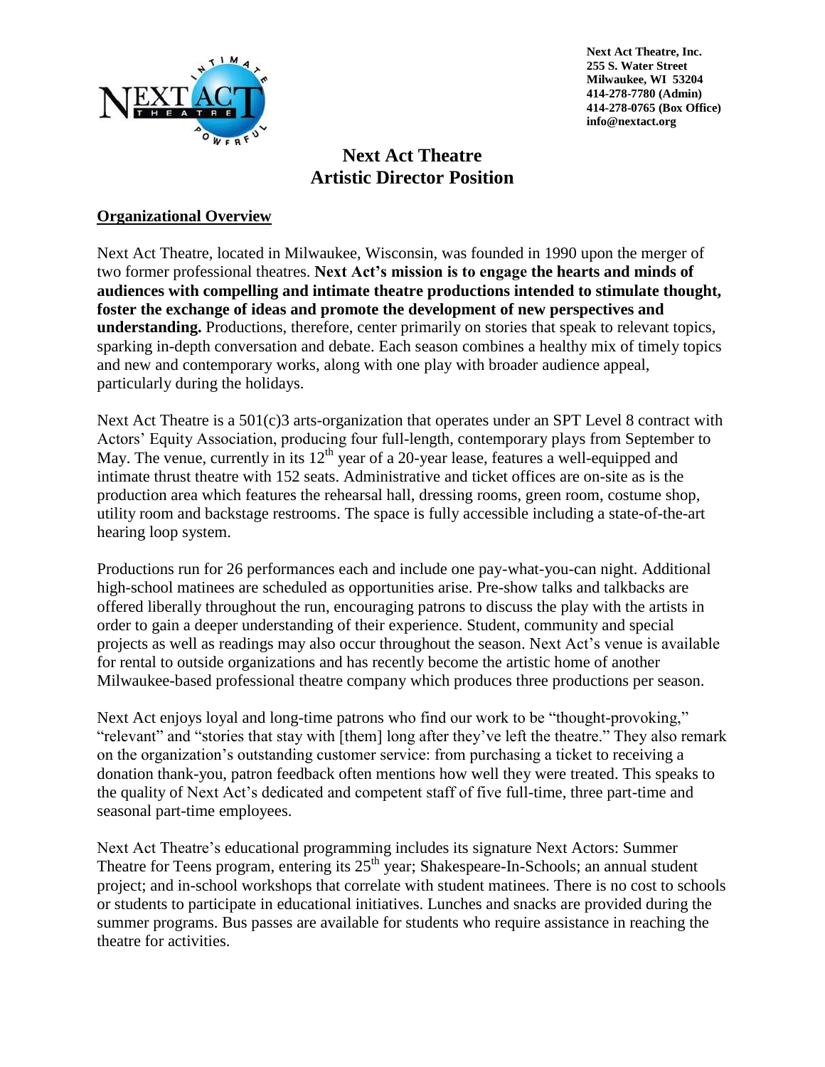**Next Act Theatre, Inc.**
**255 S. Water Street**
**Milwaukee, WI 53204**
**414-278-7780 (Admin)**
**414-278-0765 (Box Office)**
**info@nextact.org**

# Next Act Theatre
# Artistic Director Position

## Organizational Overview

Next Act Theatre, located in Milwaukee, Wisconsin, was founded in 1990 upon the merger of two former professional theatres. **Next Act's mission is to engage the hearts and minds of audiences with compelling and intimate theatre productions intended to stimulate thought, foster the exchange of ideas and promote the development of new perspectives and understanding.** Productions, therefore, center primarily on stories that speak to relevant topics, sparking in-depth conversation and debate. Each season combines a healthy mix of timely topics and new and contemporary works, along with one play with broader audience appeal, particularly during the holidays.

Next Act Theatre is a 501(c)3 arts-organization that operates under an SPT Level 8 contract with Actors' Equity Association, producing four full-length, contemporary plays from September to May. The venue, currently in its 12th year of a 20-year lease, features a well-equipped and intimate thrust theatre with 152 seats. Administrative and ticket offices are on-site as is the production area which features the rehearsal hall, dressing rooms, green room, costume shop, utility room and backstage restrooms. The space is fully accessible including a state-of-the-art hearing loop system.

Productions run for 26 performances each and include one pay-what-you-can night. Additional high-school matinees are scheduled as opportunities arise. Pre-show talks and talkbacks are offered liberally throughout the run, encouraging patrons to discuss the play with the artists in order to gain a deeper understanding of their experience. Student, community and special projects as well as readings may also occur throughout the season. Next Act's venue is available for rental to outside organizations and has recently become the artistic home of another Milwaukee-based professional theatre company which produces three productions per season.

Next Act enjoys loyal and long-time patrons who find our work to be "thought-provoking," "relevant" and "stories that stay with [them] long after they've left the theatre." They also remark on the organization's outstanding customer service: from purchasing a ticket to receiving a donation thank-you, patron feedback often mentions how well they were treated. This speaks to the quality of Next Act's dedicated and competent staff of five full-time, three part-time and seasonal part-time employees.

Next Act Theatre's educational programming includes its signature Next Actors: Summer Theatre for Teens program, entering its 25th year; Shakespeare-In-Schools; an annual student project; and in-school workshops that correlate with student matinees. There is no cost to schools or students to participate in educational initiatives. Lunches and snacks are provided during the summer programs. Bus passes are available for students who require assistance in reaching the theatre for activities.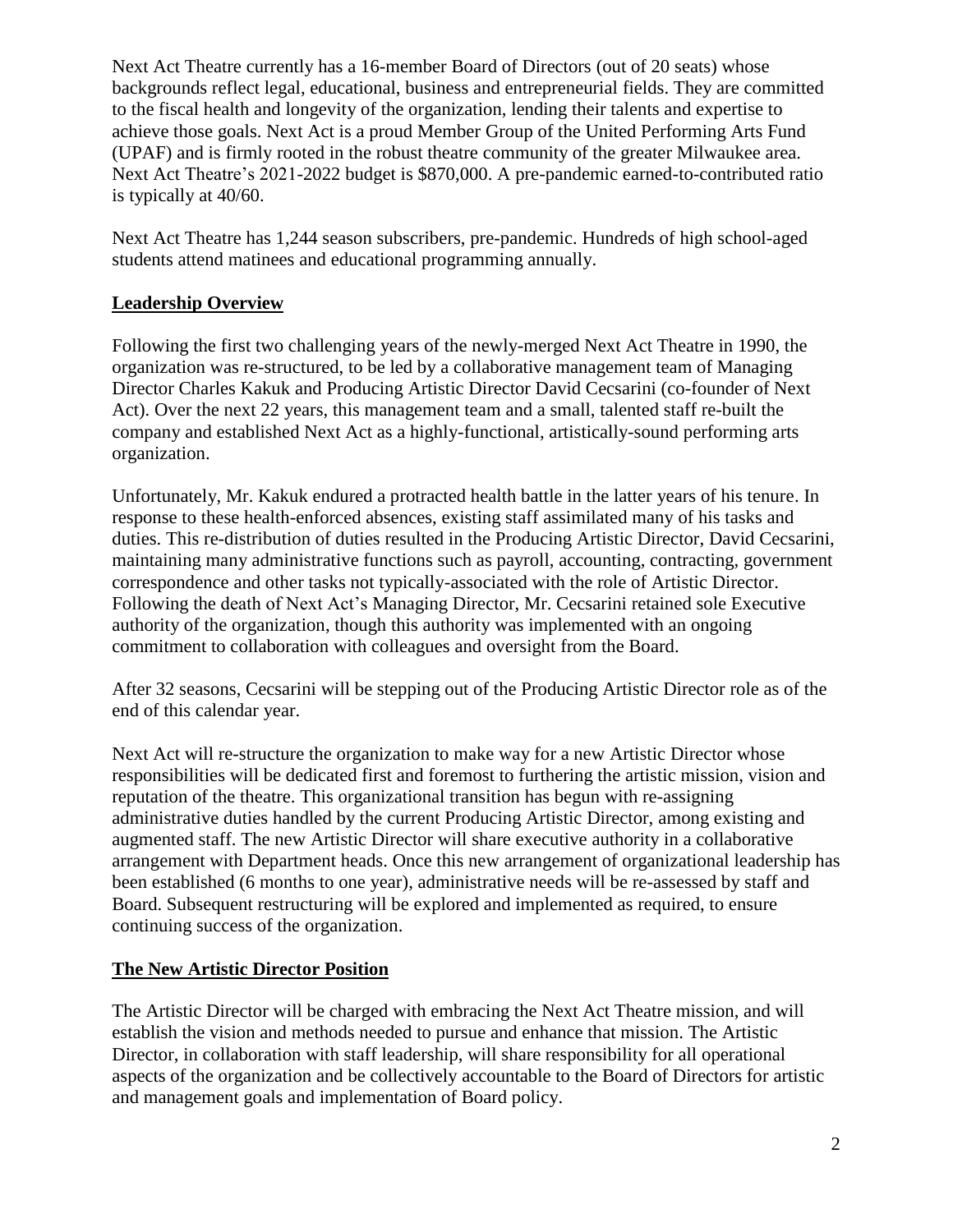Next Act Theatre currently has a 16-member Board of Directors (out of 20 seats) whose backgrounds reflect legal, educational, business and entrepreneurial fields. They are committed to the fiscal health and longevity of the organization, lending their talents and expertise to achieve those goals. Next Act is a proud Member Group of the United Performing Arts Fund (UPAF) and is firmly rooted in the robust theatre community of the greater Milwaukee area. Next Act Theatre's 2021-2022 budget is $870,000. A pre-pandemic earned-to-contributed ratio is typically at 40/60.

Next Act Theatre has 1,244 season subscribers, pre-pandemic. Hundreds of high school-aged students attend matinees and educational programming annually.

## Leadership Overview

Following the first two challenging years of the newly-merged Next Act Theatre in 1990, the organization was re-structured, to be led by a collaborative management team of Managing Director Charles Kakuk and Producing Artistic Director David Cecsarini (co-founder of Next Act). Over the next 22 years, this management team and a small, talented staff re-built the company and established Next Act as a highly-functional, artistically-sound performing arts organization.

Unfortunately, Mr. Kakuk endured a protracted health battle in the latter years of his tenure. In response to these health-enforced absences, existing staff assimilated many of his tasks and duties. This re-distribution of duties resulted in the Producing Artistic Director, David Cecsarini, maintaining many administrative functions such as payroll, accounting, contracting, government correspondence and other tasks not typically-associated with the role of Artistic Director. Following the death of Next Act's Managing Director, Mr. Cecsarini retained sole Executive authority of the organization, though this authority was implemented with an ongoing commitment to collaboration with colleagues and oversight from the Board.

After 32 seasons, Cecsarini will be stepping out of the Producing Artistic Director role as of the end of this calendar year.

Next Act will re-structure the organization to make way for a new Artistic Director whose responsibilities will be dedicated first and foremost to furthering the artistic mission, vision and reputation of the theatre. This organizational transition has begun with re-assigning administrative duties handled by the current Producing Artistic Director, among existing and augmented staff. The new Artistic Director will share executive authority in a collaborative arrangement with Department heads. Once this new arrangement of organizational leadership has been established (6 months to one year), administrative needs will be re-assessed by staff and Board. Subsequent restructuring will be explored and implemented as required, to ensure continuing success of the organization.

## The New Artistic Director Position

The Artistic Director will be charged with embracing the Next Act Theatre mission, and will establish the vision and methods needed to pursue and enhance that mission. The Artistic Director, in collaboration with staff leadership, will share responsibility for all operational aspects of the organization and be collectively accountable to the Board of Directors for artistic and management goals and implementation of Board policy.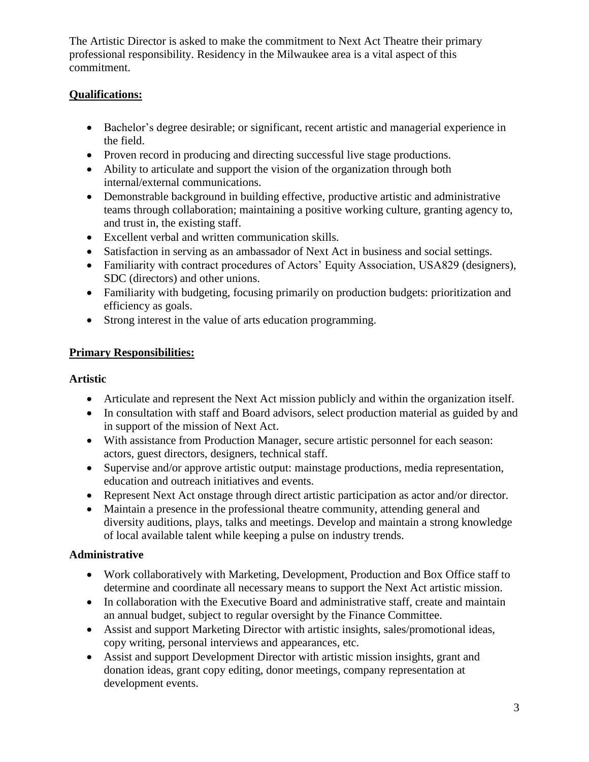The Artistic Director is asked to make the commitment to Next Act Theatre their primary professional responsibility. Residency in the Milwaukee area is a vital aspect of this commitment.

## Qualifications:

- Bachelor's degree desirable; or significant, recent artistic and managerial experience in the field.
- Proven record in producing and directing successful live stage productions.
- Ability to articulate and support the vision of the organization through both internal/external communications.
- Demonstrable background in building effective, productive artistic and administrative teams through collaboration; maintaining a positive working culture, granting agency to, and trust in, the existing staff.
- Excellent verbal and written communication skills.
- Satisfaction in serving as an ambassador of Next Act in business and social settings.
- Familiarity with contract procedures of Actors' Equity Association, USA829 (designers), SDC (directors) and other unions.
- Familiarity with budgeting, focusing primarily on production budgets: prioritization and efficiency as goals.
- Strong interest in the value of arts education programming.

## Primary Responsibilities:

### Artistic

- Articulate and represent the Next Act mission publicly and within the organization itself.
- In consultation with staff and Board advisors, select production material as guided by and in support of the mission of Next Act.
- With assistance from Production Manager, secure artistic personnel for each season: actors, guest directors, designers, technical staff.
- Supervise and/or approve artistic output: mainstage productions, media representation, education and outreach initiatives and events.
- Represent Next Act onstage through direct artistic participation as actor and/or director.
- Maintain a presence in the professional theatre community, attending general and diversity auditions, plays, talks and meetings. Develop and maintain a strong knowledge of local available talent while keeping a pulse on industry trends.

### Administrative

- Work collaboratively with Marketing, Development, Production and Box Office staff to determine and coordinate all necessary means to support the Next Act artistic mission.
- In collaboration with the Executive Board and administrative staff, create and maintain an annual budget, subject to regular oversight by the Finance Committee.
- Assist and support Marketing Director with artistic insights, sales/promotional ideas, copy writing, personal interviews and appearances, etc.
- Assist and support Development Director with artistic mission insights, grant and donation ideas, grant copy editing, donor meetings, company representation at development events.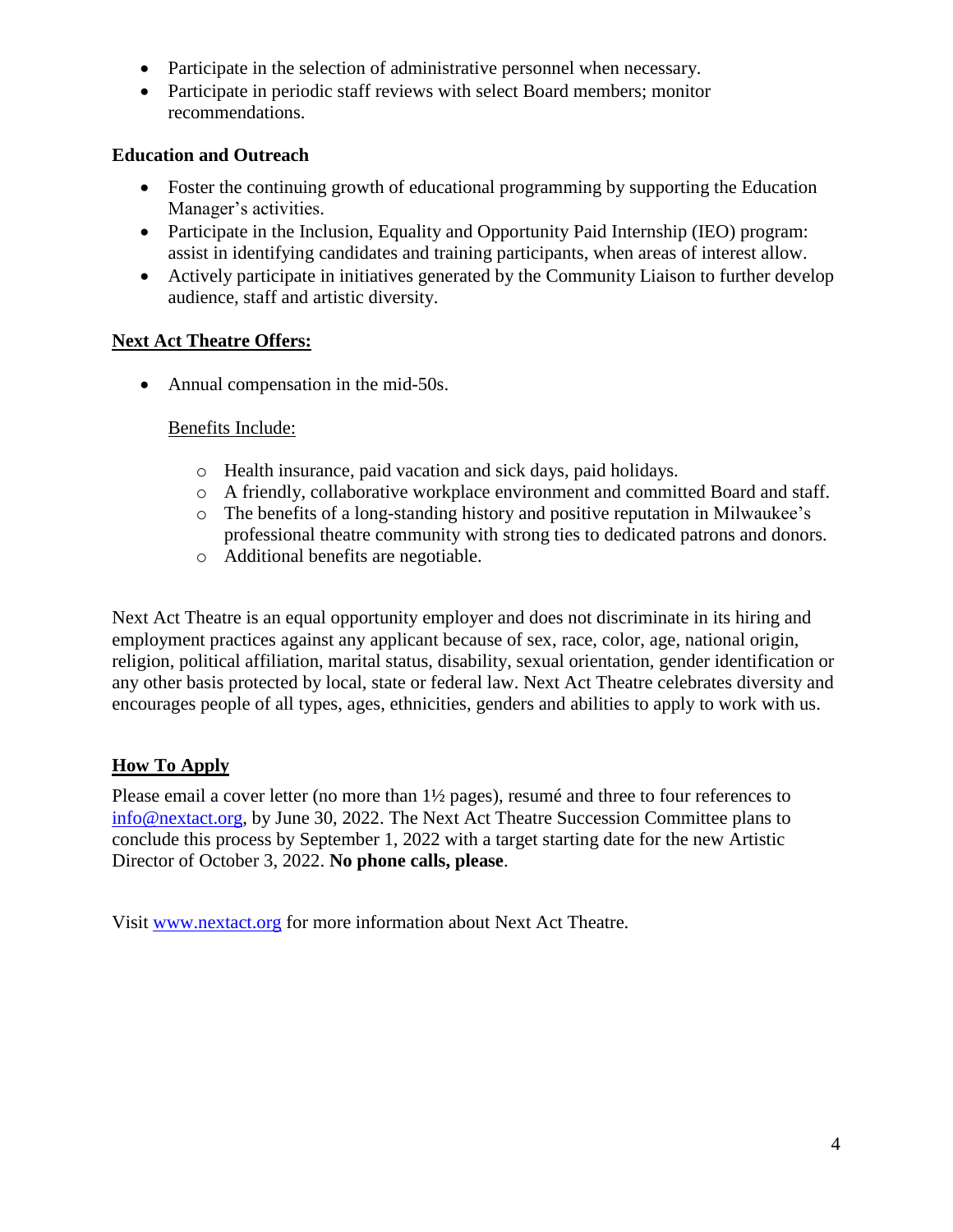- Participate in the selection of administrative personnel when necessary.
- Participate in periodic staff reviews with select Board members; monitor recommendations.

**Education and Outreach**

- Foster the continuing growth of educational programming by supporting the Education Manager's activities.
- Participate in the Inclusion, Equality and Opportunity Paid Internship (IEO) program: assist in identifying candidates and training participants, when areas of interest allow.
- Actively participate in initiatives generated by the Community Liaison to further develop audience, staff and artistic diversity.

**Next Act Theatre Offers:**

- Annual compensation in the mid-50s.

  Benefits Include:

  - Health insurance, paid vacation and sick days, paid holidays.
  - A friendly, collaborative workplace environment and committed Board and staff.
  - The benefits of a long-standing history and positive reputation in Milwaukee's professional theatre community with strong ties to dedicated patrons and donors.
  - Additional benefits are negotiable.

Next Act Theatre is an equal opportunity employer and does not discriminate in its hiring and employment practices against any applicant because of sex, race, color, age, national origin, religion, political affiliation, marital status, disability, sexual orientation, gender identification or any other basis protected by local, state or federal law. Next Act Theatre celebrates diversity and encourages people of all types, ages, ethnicities, genders and abilities to apply to work with us.

**How To Apply**

Please email a cover letter (no more than 1½ pages), resumé and three to four references to info@nextact.org, by June 30, 2022. The Next Act Theatre Succession Committee plans to conclude this process by September 1, 2022 with a target starting date for the new Artistic Director of October 3, 2022. **No phone calls, please**.

Visit www.nextact.org for more information about Next Act Theatre.